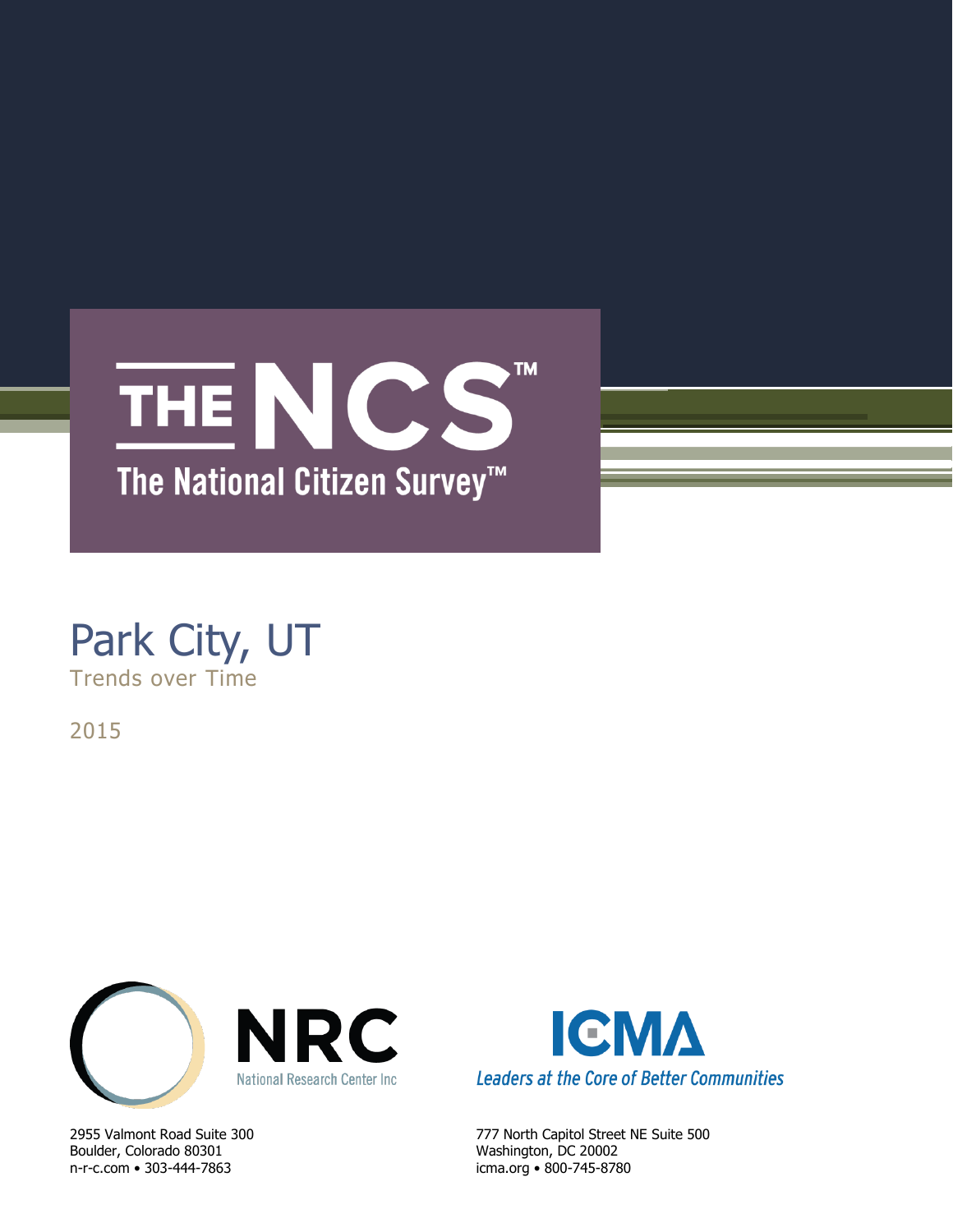# THE NCS™

## The National Citizen Survey™

# Park City, UT

Trends over Time

2015

NRC
National Research Center Inc

ICMA
*Leaders at the Core of Better Communities*

2955 Valmont Road Suite 300
Boulder, Colorado 80301
n-r-c.com • 303-444-7863

777 North Capitol Street NE Suite 500
Washington, DC 20002
icma.org • 800-745-8780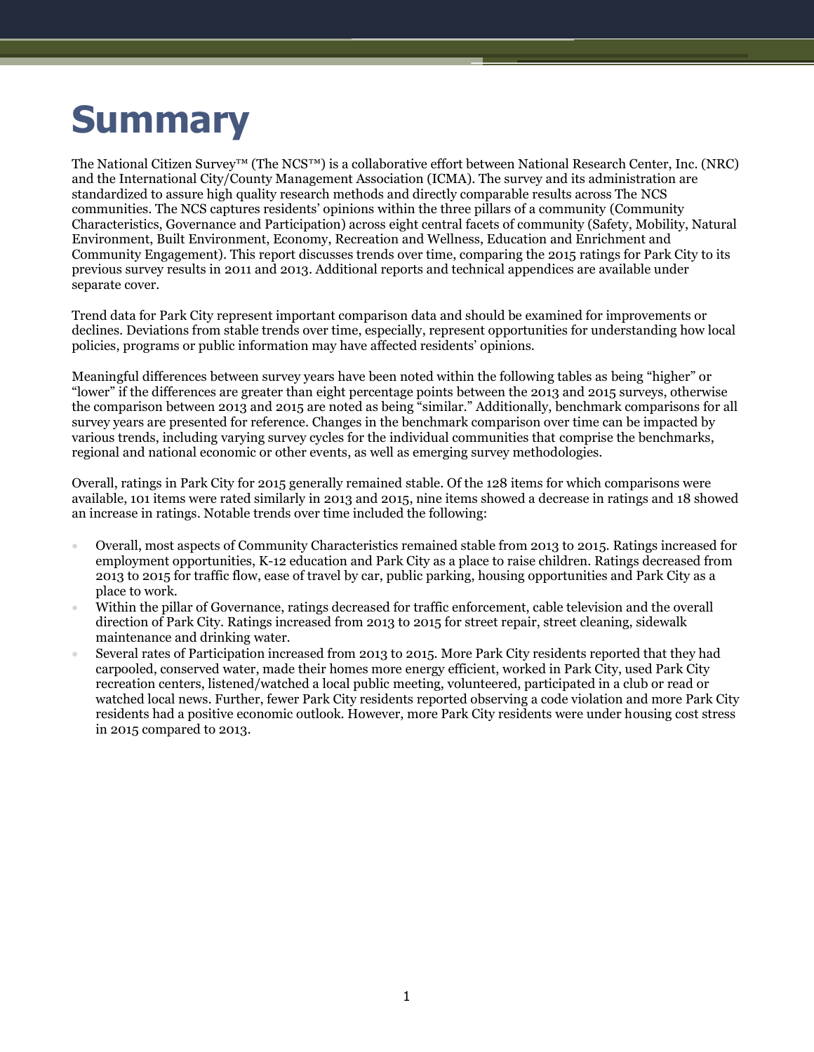# Summary

The National Citizen Survey™ (The NCS™) is a collaborative effort between National Research Center, Inc. (NRC) and the International City/County Management Association (ICMA). The survey and its administration are standardized to assure high quality research methods and directly comparable results across The NCS communities. The NCS captures residents' opinions within the three pillars of a community (Community Characteristics, Governance and Participation) across eight central facets of community (Safety, Mobility, Natural Environment, Built Environment, Economy, Recreation and Wellness, Education and Enrichment and Community Engagement). This report discusses trends over time, comparing the 2015 ratings for Park City to its previous survey results in 2011 and 2013. Additional reports and technical appendices are available under separate cover.

Trend data for Park City represent important comparison data and should be examined for improvements or declines. Deviations from stable trends over time, especially, represent opportunities for understanding how local policies, programs or public information may have affected residents' opinions.

Meaningful differences between survey years have been noted within the following tables as being "higher" or "lower" if the differences are greater than eight percentage points between the 2013 and 2015 surveys, otherwise the comparison between 2013 and 2015 are noted as being "similar." Additionally, benchmark comparisons for all survey years are presented for reference. Changes in the benchmark comparison over time can be impacted by various trends, including varying survey cycles for the individual communities that comprise the benchmarks, regional and national economic or other events, as well as emerging survey methodologies.

Overall, ratings in Park City for 2015 generally remained stable. Of the 128 items for which comparisons were available, 101 items were rated similarly in 2013 and 2015, nine items showed a decrease in ratings and 18 showed an increase in ratings. Notable trends over time included the following:

- Overall, most aspects of Community Characteristics remained stable from 2013 to 2015. Ratings increased for employment opportunities, K-12 education and Park City as a place to raise children. Ratings decreased from 2013 to 2015 for traffic flow, ease of travel by car, public parking, housing opportunities and Park City as a place to work.
- Within the pillar of Governance, ratings decreased for traffic enforcement, cable television and the overall direction of Park City. Ratings increased from 2013 to 2015 for street repair, street cleaning, sidewalk maintenance and drinking water.
- Several rates of Participation increased from 2013 to 2015. More Park City residents reported that they had carpooled, conserved water, made their homes more energy efficient, worked in Park City, used Park City recreation centers, listened/watched a local public meeting, volunteered, participated in a club or read or watched local news. Further, fewer Park City residents reported observing a code violation and more Park City residents had a positive economic outlook. However, more Park City residents were under housing cost stress in 2015 compared to 2013.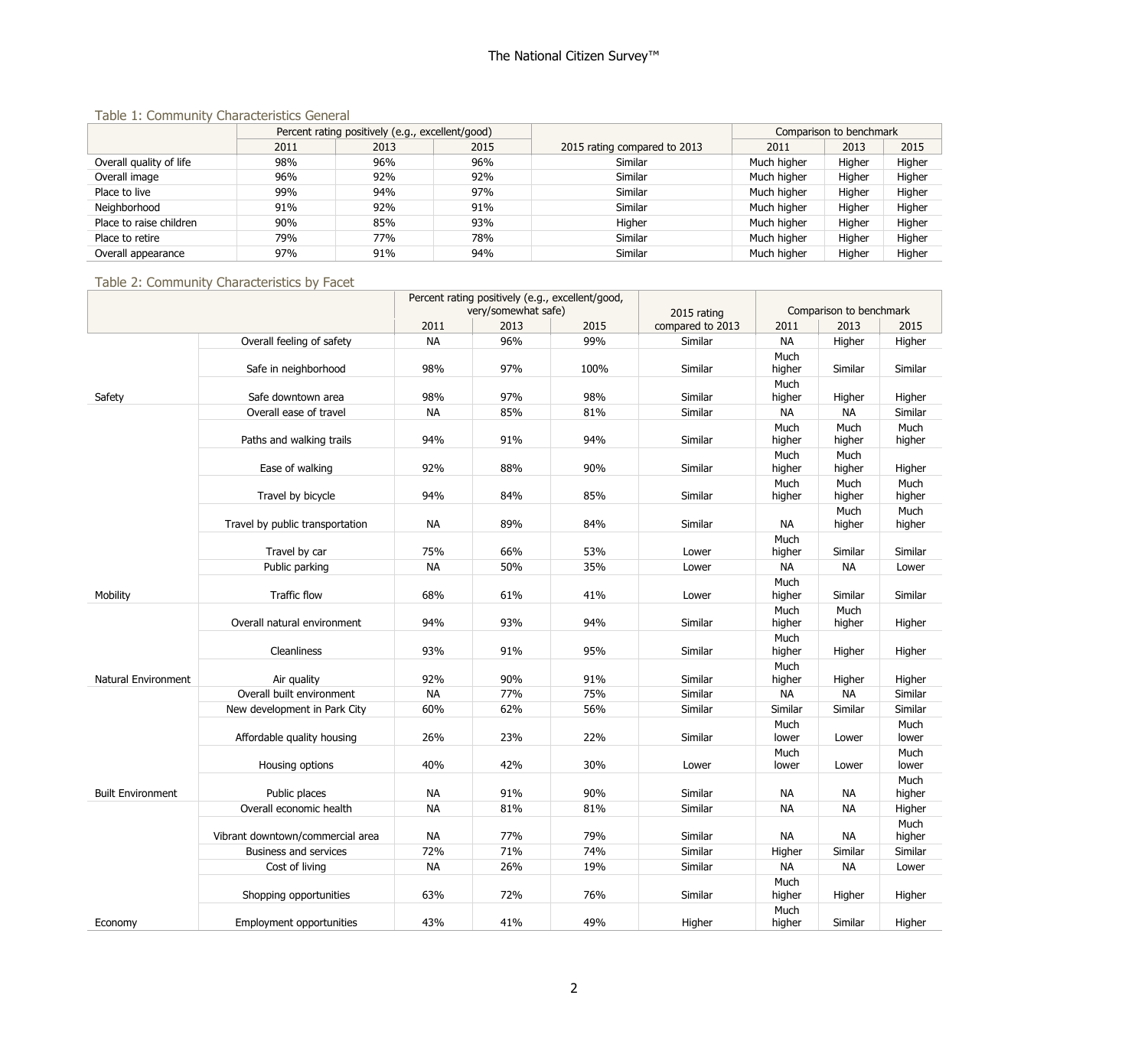Table 1: Community Characteristics General

| | Percent rating positively (e.g., excellent/good) | | | 2015 rating compared to 2013 | Comparison to benchmark | | |
|---|---|---|---|---|---|---|---|
| | 2011 | 2013 | 2015 | | 2011 | 2013 | 2015 |
| Overall quality of life | 98% | 96% | 96% | Similar | Much higher | Higher | Higher |
| Overall image | 96% | 92% | 92% | Similar | Much higher | Higher | Higher |
| Place to live | 99% | 94% | 97% | Similar | Much higher | Higher | Higher |
| Neighborhood | 91% | 92% | 91% | Similar | Much higher | Higher | Higher |
| Place to raise children | 90% | 85% | 93% | Higher | Much higher | Higher | Higher |
| Place to retire | 79% | 77% | 78% | Similar | Much higher | Higher | Higher |
| Overall appearance | 97% | 91% | 94% | Similar | Much higher | Higher | Higher |

Table 2: Community Characteristics by Facet

| | | Percent rating positively (e.g., excellent/good, very/somewhat safe) | | | 2015 rating compared to 2013 | Comparison to benchmark | | |
|---|---|---|---|---|---|---|---|---|
| | | 2011 | 2013 | 2015 | | 2011 | 2013 | 2015 |
| Safety | Overall feeling of safety | NA | 96% | 99% | Similar | NA | Higher | Higher |
| | Safe in neighborhood | 98% | 97% | 100% | Similar | Much higher | Similar | Similar |
| | Safe downtown area | 98% | 97% | 98% | Similar | Much higher | Higher | Higher |
| Mobility | Overall ease of travel | NA | 85% | 81% | Similar | NA | NA | Similar |
| | Paths and walking trails | 94% | 91% | 94% | Similar | Much higher | Much higher | Much higher |
| | Ease of walking | 92% | 88% | 90% | Similar | Much higher | Much higher | Higher |
| | Travel by bicycle | 94% | 84% | 85% | Similar | Much higher | Much higher | Much higher |
| | Travel by public transportation | NA | 89% | 84% | Similar | NA | Much higher | Much higher |
| | Travel by car | 75% | 66% | 53% | Lower | Much higher | Similar | Similar |
| | Public parking | NA | 50% | 35% | Lower | NA | NA | Lower |
| | Traffic flow | 68% | 61% | 41% | Lower | Much higher | Similar | Similar |
| Natural Environment | Overall natural environment | 94% | 93% | 94% | Similar | Much higher | Much higher | Higher |
| | Cleanliness | 93% | 91% | 95% | Similar | Much higher | Higher | Higher |
| | Air quality | 92% | 90% | 91% | Similar | Much higher | Higher | Higher |
| Built Environment | Overall built environment | NA | 77% | 75% | Similar | NA | NA | Similar |
| | New development in Park City | 60% | 62% | 56% | Similar | Similar | Similar | Similar |
| | Affordable quality housing | 26% | 23% | 22% | Similar | Much lower | Lower | Much lower |
| | Housing options | 40% | 42% | 30% | Lower | Much lower | Lower | Much lower |
| | Public places | NA | 91% | 90% | Similar | NA | NA | Much higher |
| Economy | Overall economic health | NA | 81% | 81% | Similar | NA | NA | Higher |
| | Vibrant downtown/commercial area | NA | 77% | 79% | Similar | NA | NA | Much higher |
| | Business and services | 72% | 71% | 74% | Similar | Higher | Similar | Similar |
| | Cost of living | NA | 26% | 19% | Similar | NA | NA | Lower |
| | Shopping opportunities | 63% | 72% | 76% | Similar | Much higher | Higher | Higher |
| | Employment opportunities | 43% | 41% | 49% | Higher | Much higher | Similar | Higher |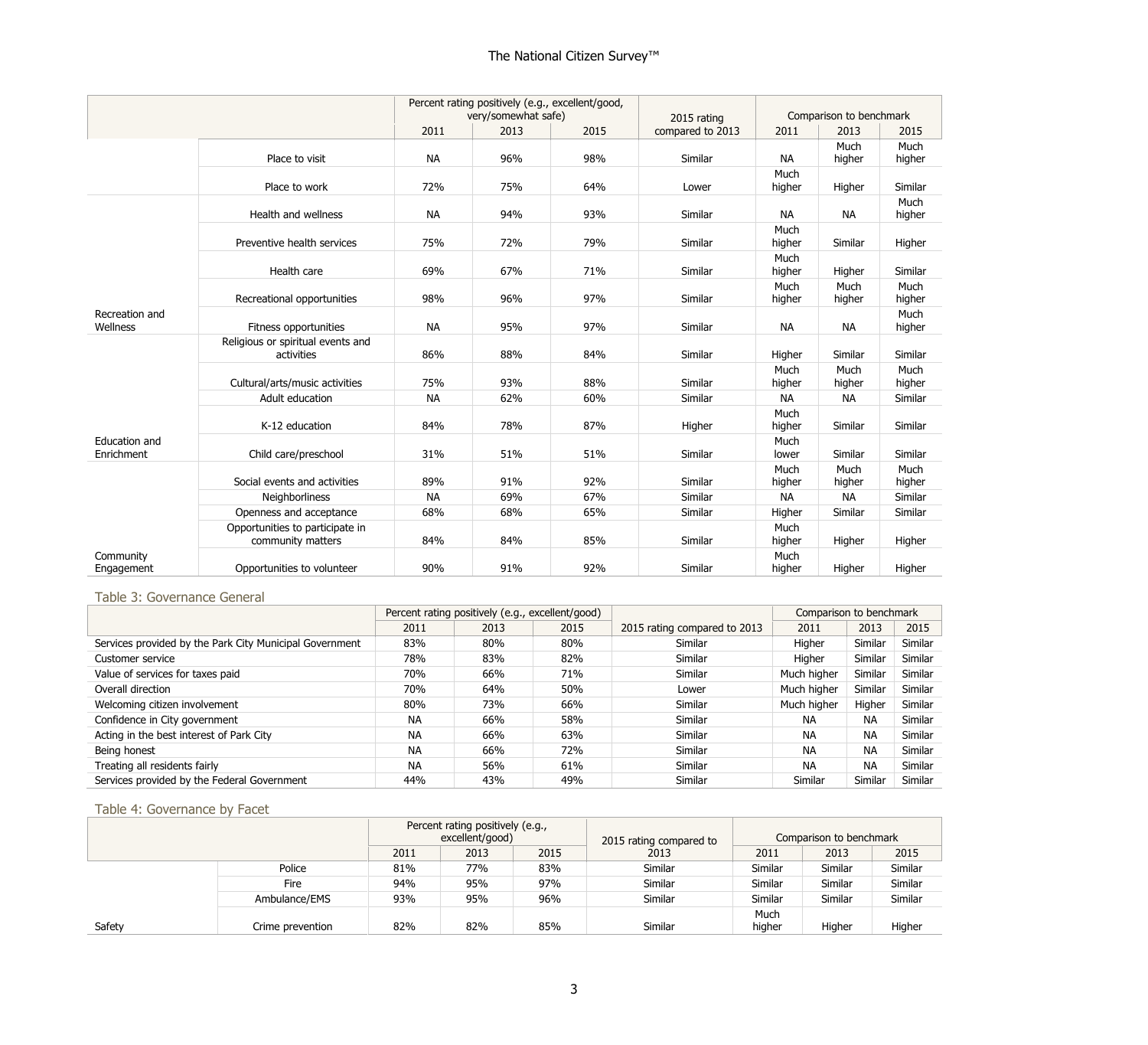| | | Percent rating positively (e.g., excellent/good, very/somewhat safe) | | | 2015 rating compared to 2013 | Comparison to benchmark | | |
|---|---|---|---|---|---|---|---|---|
| | | 2011 | 2013 | 2015 | | 2011 | 2013 | 2015 |
| | Place to visit | NA | 96% | 98% | Similar | NA | Much higher | Much higher |
| | Place to work | 72% | 75% | 64% | Lower | Much higher | Higher | Similar |
| Recreation and Wellness | Health and wellness | NA | 94% | 93% | Similar | NA | NA | Much higher |
| | Preventive health services | 75% | 72% | 79% | Similar | Much higher | Similar | Higher |
| | Health care | 69% | 67% | 71% | Similar | Much higher | Higher | Similar |
| | Recreational opportunities | 98% | 96% | 97% | Similar | Much higher | Much higher | Much higher |
| | Fitness opportunities | NA | 95% | 97% | Similar | NA | NA | Much higher |
| Education and Enrichment | Religious or spiritual events and activities | 86% | 88% | 84% | Similar | Higher | Similar | Similar |
| | Cultural/arts/music activities | 75% | 93% | 88% | Similar | Much higher | Much higher | Much higher |
| | Adult education | NA | 62% | 60% | Similar | NA | NA | Similar |
| | K-12 education | 84% | 78% | 87% | Higher | Much higher | Similar | Similar |
| | Child care/preschool | 31% | 51% | 51% | Similar | Much lower | Similar | Similar |
| Community Engagement | Social events and activities | 89% | 91% | 92% | Similar | Much higher | Much higher | Much higher |
| | Neighborliness | NA | 69% | 67% | Similar | NA | NA | Similar |
| | Openness and acceptance | 68% | 68% | 65% | Similar | Higher | Similar | Similar |
| | Opportunities to participate in community matters | 84% | 84% | 85% | Similar | Much higher | Higher | Higher |
| | Opportunities to volunteer | 90% | 91% | 92% | Similar | Much higher | Higher | Higher |

## Table 3: Governance General

| | Percent rating positively (e.g., excellent/good) | | | 2015 rating compared to 2013 | Comparison to benchmark | | |
|---|---|---|---|---|---|---|---|
| | 2011 | 2013 | 2015 | | 2011 | 2013 | 2015 |
| Services provided by the Park City Municipal Government | 83% | 80% | 80% | Similar | Higher | Similar | Similar |
| Customer service | 78% | 83% | 82% | Similar | Higher | Similar | Similar |
| Value of services for taxes paid | 70% | 66% | 71% | Similar | Much higher | Similar | Similar |
| Overall direction | 70% | 64% | 50% | Lower | Much higher | Similar | Similar |
| Welcoming citizen involvement | 80% | 73% | 66% | Similar | Much higher | Higher | Similar |
| Confidence in City government | NA | 66% | 58% | Similar | NA | NA | Similar |
| Acting in the best interest of Park City | NA | 66% | 63% | Similar | NA | NA | Similar |
| Being honest | NA | 66% | 72% | Similar | NA | NA | Similar |
| Treating all residents fairly | NA | 56% | 61% | Similar | NA | NA | Similar |
| Services provided by the Federal Government | 44% | 43% | 49% | Similar | Similar | Similar | Similar |

## Table 4: Governance by Facet

| | | Percent rating positively (e.g., excellent/good) | | | 2015 rating compared to 2013 | Comparison to benchmark | | |
|---|---|---|---|---|---|---|---|---|
| | | 2011 | 2013 | 2015 | | 2011 | 2013 | 2015 |
| Safety | Police | 81% | 77% | 83% | Similar | Similar | Similar | Similar |
| | Fire | 94% | 95% | 97% | Similar | Similar | Similar | Similar |
| | Ambulance/EMS | 93% | 95% | 96% | Similar | Similar | Similar | Similar |
| | Crime prevention | 82% | 82% | 85% | Similar | Much higher | Higher | Higher |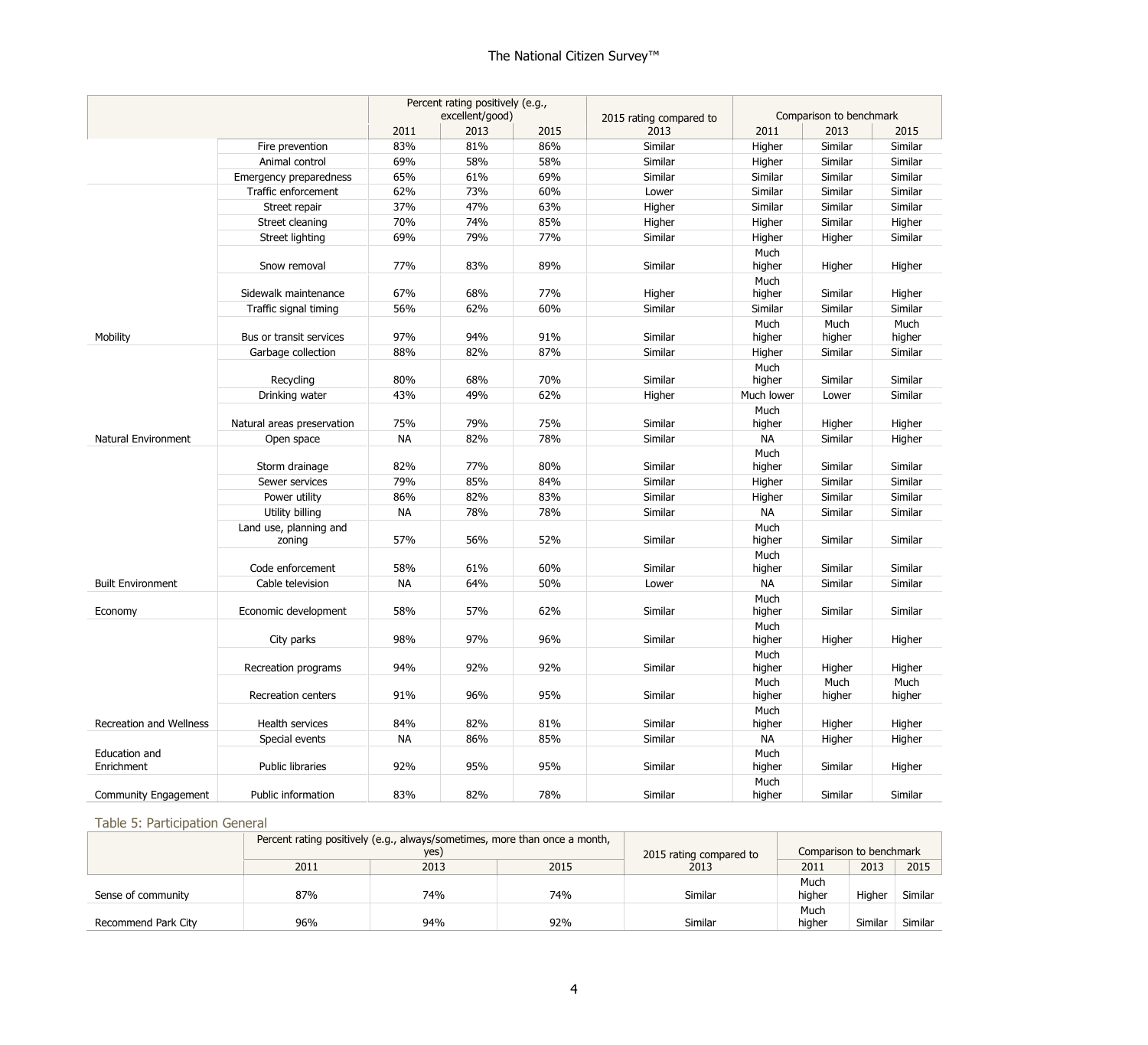| | | Percent rating positively (e.g., excellent/good) | | | 2015 rating compared to 2013 | Comparison to benchmark | | |
|---|---|---|---|---|---|---|---|---|
| | | 2011 | 2013 | 2015 | | 2011 | 2013 | 2015 |
| | Fire prevention | 83% | 81% | 86% | Similar | Higher | Similar | Similar |
| | Animal control | 69% | 58% | 58% | Similar | Higher | Similar | Similar |
| | Emergency preparedness | 65% | 61% | 69% | Similar | Similar | Similar | Similar |
| Mobility | Traffic enforcement | 62% | 73% | 60% | Lower | Similar | Similar | Similar |
| | Street repair | 37% | 47% | 63% | Higher | Similar | Similar | Similar |
| | Street cleaning | 70% | 74% | 85% | Higher | Higher | Similar | Higher |
| | Street lighting | 69% | 79% | 77% | Similar | Higher | Higher | Similar |
| | Snow removal | 77% | 83% | 89% | Similar | Much higher | Higher | Higher |
| | Sidewalk maintenance | 67% | 68% | 77% | Higher | Much higher | Similar | Higher |
| | Traffic signal timing | 56% | 62% | 60% | Similar | Similar | Similar | Similar |
| | Bus or transit services | 97% | 94% | 91% | Similar | Much higher | Much higher | Much higher |
| Natural Environment | Garbage collection | 88% | 82% | 87% | Similar | Higher | Similar | Similar |
| | Recycling | 80% | 68% | 70% | Similar | Much higher | Similar | Similar |
| | Drinking water | 43% | 49% | 62% | Higher | Much lower | Lower | Similar |
| | Natural areas preservation | 75% | 79% | 75% | Similar | Much higher | Higher | Higher |
| | Open space | NA | 82% | 78% | Similar | NA | Similar | Higher |
| Built Environment | Storm drainage | 82% | 77% | 80% | Similar | Much higher | Similar | Similar |
| | Sewer services | 79% | 85% | 84% | Similar | Higher | Similar | Similar |
| | Power utility | 86% | 82% | 83% | Similar | Higher | Similar | Similar |
| | Utility billing | NA | 78% | 78% | Similar | NA | Similar | Similar |
| | Land use, planning and zoning | 57% | 56% | 52% | Similar | Much higher | Similar | Similar |
| | Code enforcement | 58% | 61% | 60% | Similar | Much higher | Similar | Similar |
| | Cable television | NA | 64% | 50% | Lower | NA | Similar | Similar |
| Economy | Economic development | 58% | 57% | 62% | Similar | Much higher | Similar | Similar |
| Recreation and Wellness | City parks | 98% | 97% | 96% | Similar | Much higher | Higher | Higher |
| | Recreation programs | 94% | 92% | 92% | Similar | Much higher | Higher | Higher |
| | Recreation centers | 91% | 96% | 95% | Similar | Much higher | Much higher | Much higher |
| | Health services | 84% | 82% | 81% | Similar | Much higher | Higher | Higher |
| Education and Enrichment | Special events | NA | 86% | 85% | Similar | NA | Higher | Higher |
| | Public libraries | 92% | 95% | 95% | Similar | Much higher | Similar | Higher |
| Community Engagement | Public information | 83% | 82% | 78% | Similar | Much higher | Similar | Similar |

## Table 5: Participation General

| | Percent rating positively (e.g., always/sometimes, more than once a month, yes) | | | 2015 rating compared to 2013 | Comparison to benchmark | | |
|---|---|---|---|---|---|---|---|
| | 2011 | 2013 | 2015 | | 2011 | 2013 | 2015 |
| Sense of community | 87% | 74% | 74% | Similar | Much higher | Higher | Similar |
| Recommend Park City | 96% | 94% | 92% | Similar | Much higher | Similar | Similar |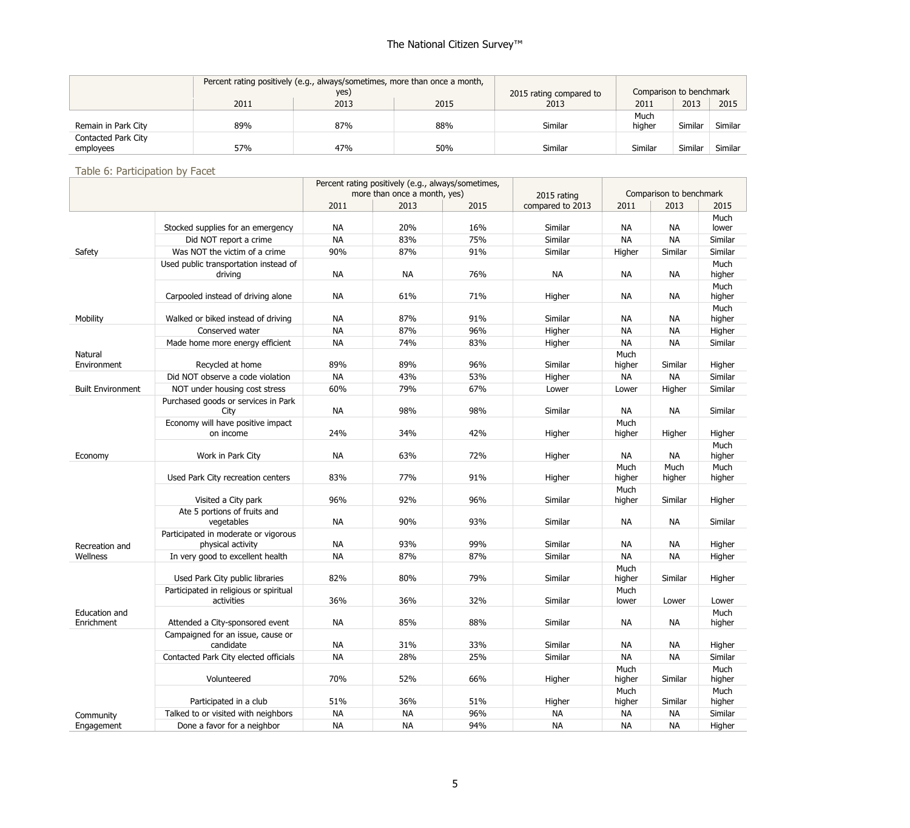| | Percent rating positively (e.g., always/sometimes, more than once a month, yes) | | | 2015 rating compared to 2013 | Comparison to benchmark | | |
|---|---|---|---|---|---|---|---|
| | 2011 | 2013 | 2015 | | 2011 | 2013 | 2015 |
| Remain in Park City | 89% | 87% | 88% | Similar | Much higher | Similar | Similar |
| Contacted Park City employees | 57% | 47% | 50% | Similar | Similar | Similar | Similar |

Table 6: Participation by Facet

| | | Percent rating positively (e.g., always/sometimes, more than once a month, yes) | | | 2015 rating compared to 2013 | Comparison to benchmark | | |
|---|---|---|---|---|---|---|---|---|
| | | 2011 | 2013 | 2015 | | 2011 | 2013 | 2015 |
| Safety | Stocked supplies for an emergency | NA | 20% | 16% | Similar | NA | NA | Much lower |
| | Did NOT report a crime | NA | 83% | 75% | Similar | NA | NA | Similar |
| | Was NOT the victim of a crime | 90% | 87% | 91% | Similar | Higher | Similar | Similar |
| Mobility | Used public transportation instead of driving | NA | NA | 76% | NA | NA | NA | Much higher |
| | Carpooled instead of driving alone | NA | 61% | 71% | Higher | NA | NA | Much higher |
| | Walked or biked instead of driving | NA | 87% | 91% | Similar | NA | NA | Much higher |
| Natural Environment | Conserved water | NA | 87% | 96% | Higher | NA | NA | Higher |
| | Made home more energy efficient | NA | 74% | 83% | Higher | NA | NA | Similar |
| | Recycled at home | 89% | 89% | 96% | Similar | Much higher | Similar | Higher |
| Built Environment | Did NOT observe a code violation | NA | 43% | 53% | Higher | NA | NA | Similar |
| | NOT under housing cost stress | 60% | 79% | 67% | Lower | Lower | Higher | Similar |
| Economy | Purchased goods or services in Park City | NA | 98% | 98% | Similar | NA | NA | Similar |
| | Economy will have positive impact on income | 24% | 34% | 42% | Higher | Much higher | Higher | Higher |
| | Work in Park City | NA | 63% | 72% | Higher | NA | NA | Much higher |
| Recreation and Wellness | Used Park City recreation centers | 83% | 77% | 91% | Higher | Much higher | Much higher | Much higher |
| | Visited a City park | 96% | 92% | 96% | Similar | Much higher | Similar | Higher |
| | Ate 5 portions of fruits and vegetables | NA | 90% | 93% | Similar | NA | NA | Similar |
| | Participated in moderate or vigorous physical activity | NA | 93% | 99% | Similar | NA | NA | Higher |
| | In very good to excellent health | NA | 87% | 87% | Similar | NA | NA | Higher |
| Education and Enrichment | Used Park City public libraries | 82% | 80% | 79% | Similar | Much higher | Similar | Higher |
| | Participated in religious or spiritual activities | 36% | 36% | 32% | Similar | Much lower | Lower | Lower |
| | Attended a City-sponsored event | NA | 85% | 88% | Similar | NA | NA | Much higher |
| Community Engagement | Campaigned for an issue, cause or candidate | NA | 31% | 33% | Similar | NA | NA | Higher |
| | Contacted Park City elected officials | NA | 28% | 25% | Similar | NA | NA | Similar |
| | Volunteered | 70% | 52% | 66% | Higher | Much higher | Similar | Much higher |
| | Participated in a club | 51% | 36% | 51% | Higher | Much higher | Similar | Much higher |
| | Talked to or visited with neighbors | NA | NA | 96% | NA | NA | NA | Similar |
| | Done a favor for a neighbor | NA | NA | 94% | NA | NA | NA | Higher |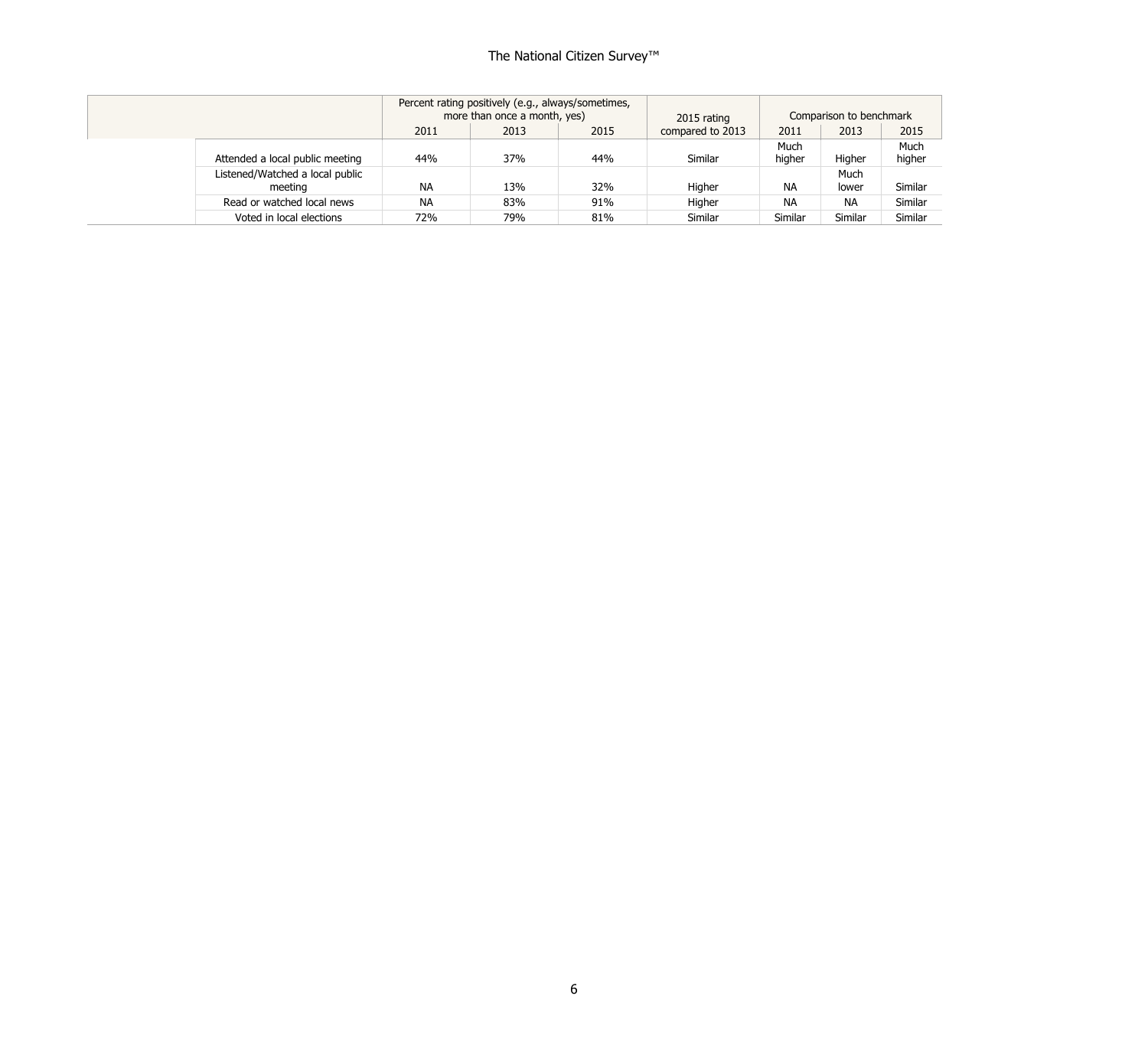| | Percent rating positively (e.g., always/sometimes, more than once a month, yes) | | | 2015 rating compared to 2013 | Comparison to benchmark | | |
|---|---|---|---|---|---|---|---|
| | 2011 | 2013 | 2015 | | 2011 | 2013 | 2015 |
| Attended a local public meeting | 44% | 37% | 44% | Similar | Much higher | Higher | Much higher |
| Listened/Watched a local public meeting | NA | 13% | 32% | Higher | NA | Much lower | Similar |
| Read or watched local news | NA | 83% | 91% | Higher | NA | NA | Similar |
| Voted in local elections | 72% | 79% | 81% | Similar | Similar | Similar | Similar |